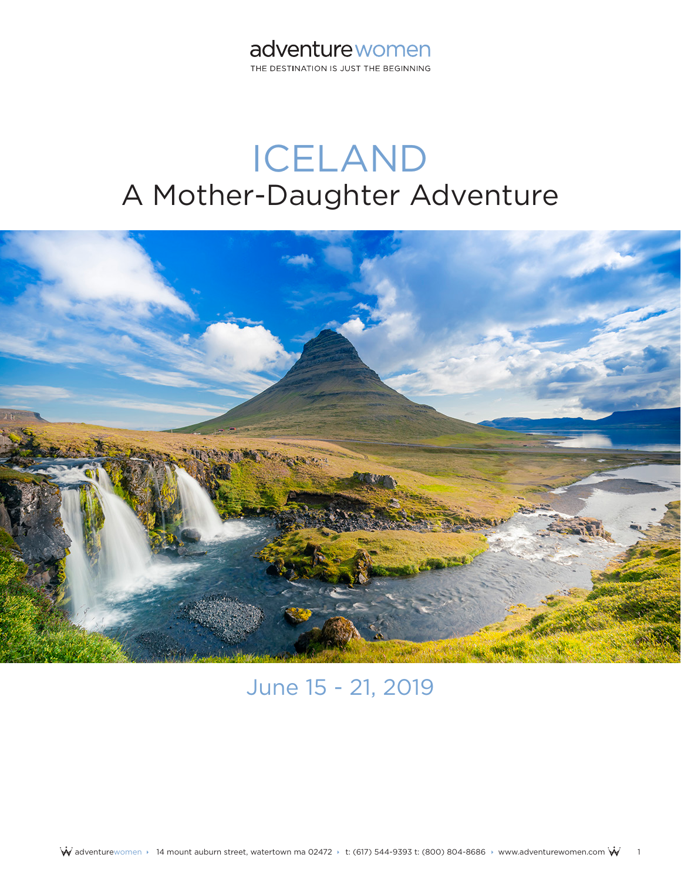adventure women

THE DESTINATION IS JUST THE BEGINNING

# ICELAND

## A Mother-Daughter Adventure

June 15 - 21, 2019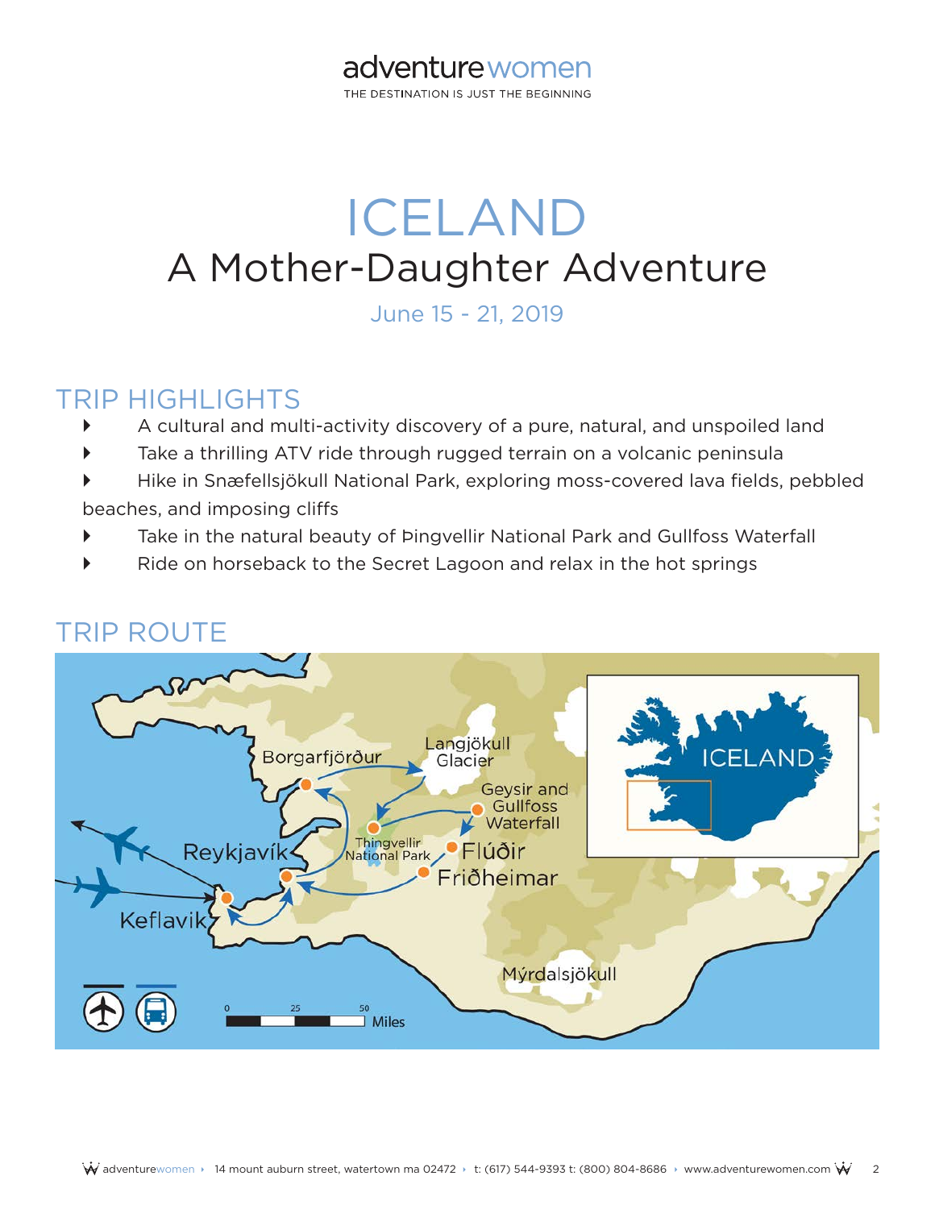# ICELAND

## A Mother-Daughter Adventure

June 15 - 21, 2019

## TRIP HIGHLIGHTS

- A cultural and multi-activity discovery of a pure, natural, and unspoiled land
- Take a thrilling ATV ride through rugged terrain on a volcanic peninsula
- Hike in Snæfellsjökull National Park, exploring moss-covered lava fields, pebbled beaches, and imposing cliffs
- Take in the natural beauty of Þingvellir National Park and Gullfoss Waterfall
- Ride on horseback to the Secret Lagoon and relax in the hot springs

## TRIP ROUTE

Borgarfjörður, Langjökull Glacier, Geysir and Gullfoss Waterfall, Thingvellir National Park, Reykjavík, Flúðir, Friðheimar, Keflavik, Mýrdalsjökull

0 25 50 Miles

ICELAND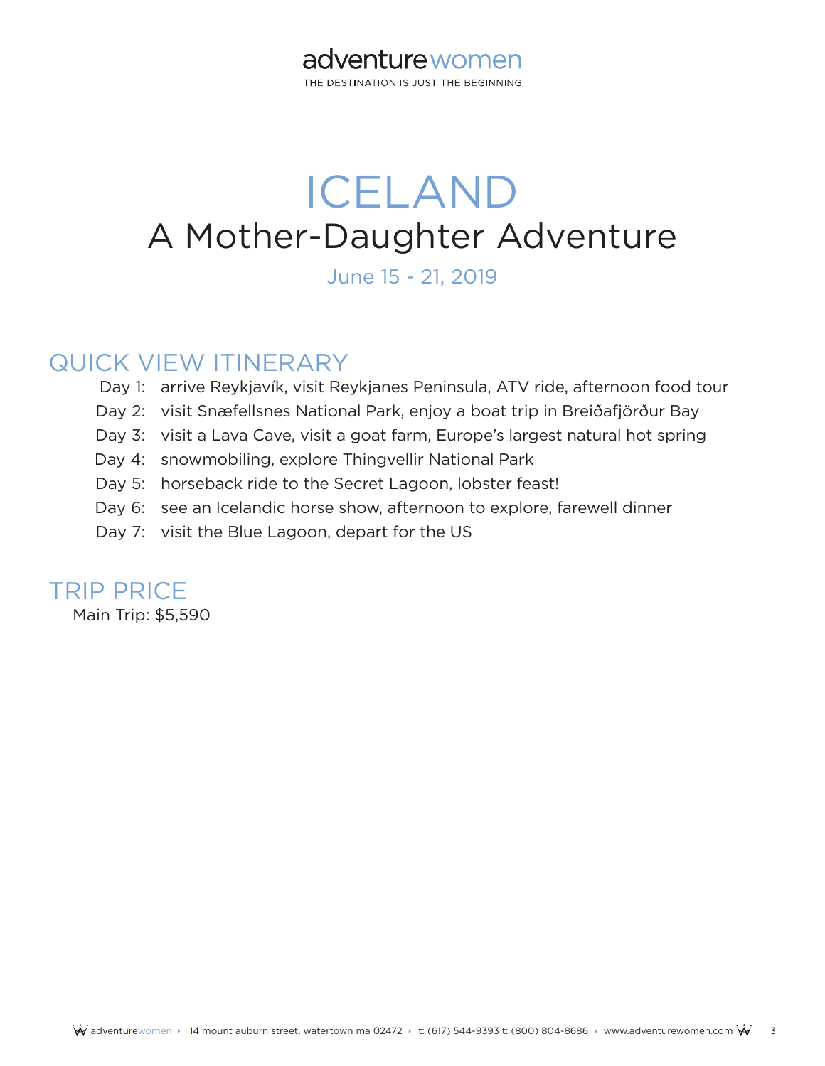adventurewomen

THE DESTINATION IS JUST THE BEGINNING

# ICELAND

## A Mother-Daughter Adventure

June 15 - 21, 2019

## QUICK VIEW ITINERARY

Day 1: arrive Reykjavík, visit Reykjanes Peninsula, ATV ride, afternoon food tour
Day 2: visit Snæfellsnes National Park, enjoy a boat trip in Breiðafjörður Bay
Day 3: visit a Lava Cave, visit a goat farm, Europe's largest natural hot spring
Day 4: snowmobiling, explore Thingvellir National Park
Day 5: horseback ride to the Secret Lagoon, lobster feast!
Day 6: see an Icelandic horse show, afternoon to explore, farewell dinner
Day 7: visit the Blue Lagoon, depart for the US

## TRIP PRICE

Main Trip: $5,590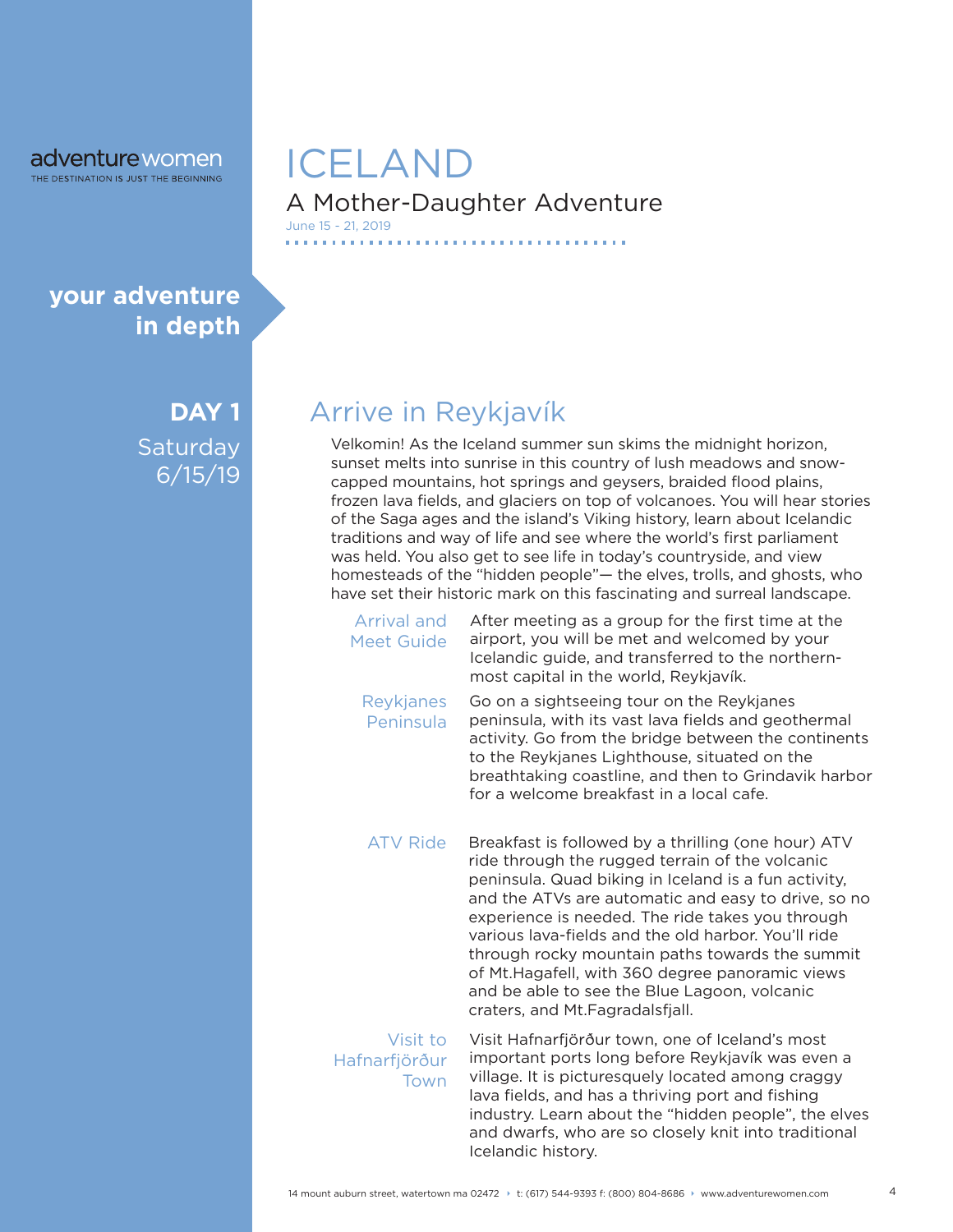adventurewomen
THE DESTINATION IS JUST THE BEGINNING

# ICELAND

## A Mother-Daughter Adventure

June 15 - 21, 2019

**your adventure in depth**

**DAY 1**
Saturday
6/15/19

## Arrive in Reykjavík

Velkomin! As the Iceland summer sun skims the midnight horizon, sunset melts into sunrise in this country of lush meadows and snow-capped mountains, hot springs and geysers, braided flood plains, frozen lava fields, and glaciers on top of volcanoes. You will hear stories of the Saga ages and the island's Viking history, learn about Icelandic traditions and way of life and see where the world's first parliament was held. You also get to see life in today's countryside, and view homesteads of the "hidden people"— the elves, trolls, and ghosts, who have set their historic mark on this fascinating and surreal landscape.

**Arrival and Meet Guide**
After meeting as a group for the first time at the airport, you will be met and welcomed by your Icelandic guide, and transferred to the northern-most capital in the world, Reykjavík.

**Reykjanes Peninsula**
Go on a sightseeing tour on the Reykjanes peninsula, with its vast lava fields and geothermal activity. Go from the bridge between the continents to the Reykjanes Lighthouse, situated on the breathtaking coastline, and then to Grindavik harbor for a welcome breakfast in a local cafe.

**ATV Ride**
Breakfast is followed by a thrilling (one hour) ATV ride through the rugged terrain of the volcanic peninsula. Quad biking in Iceland is a fun activity, and the ATVs are automatic and easy to drive, so no experience is needed. The ride takes you through various lava-fields and the old harbor. You'll ride through rocky mountain paths towards the summit of Mt.Hagafell, with 360 degree panoramic views and be able to see the Blue Lagoon, volcanic craters, and Mt.Fagradalsfjall.

**Visit to Hafnarfjörður Town**
Visit Hafnarfjörður town, one of Iceland's most important ports long before Reykjavík was even a village. It is picturesquely located among craggy lava fields, and has a thriving port and fishing industry. Learn about the "hidden people", the elves and dwarfs, who are so closely knit into traditional Icelandic history.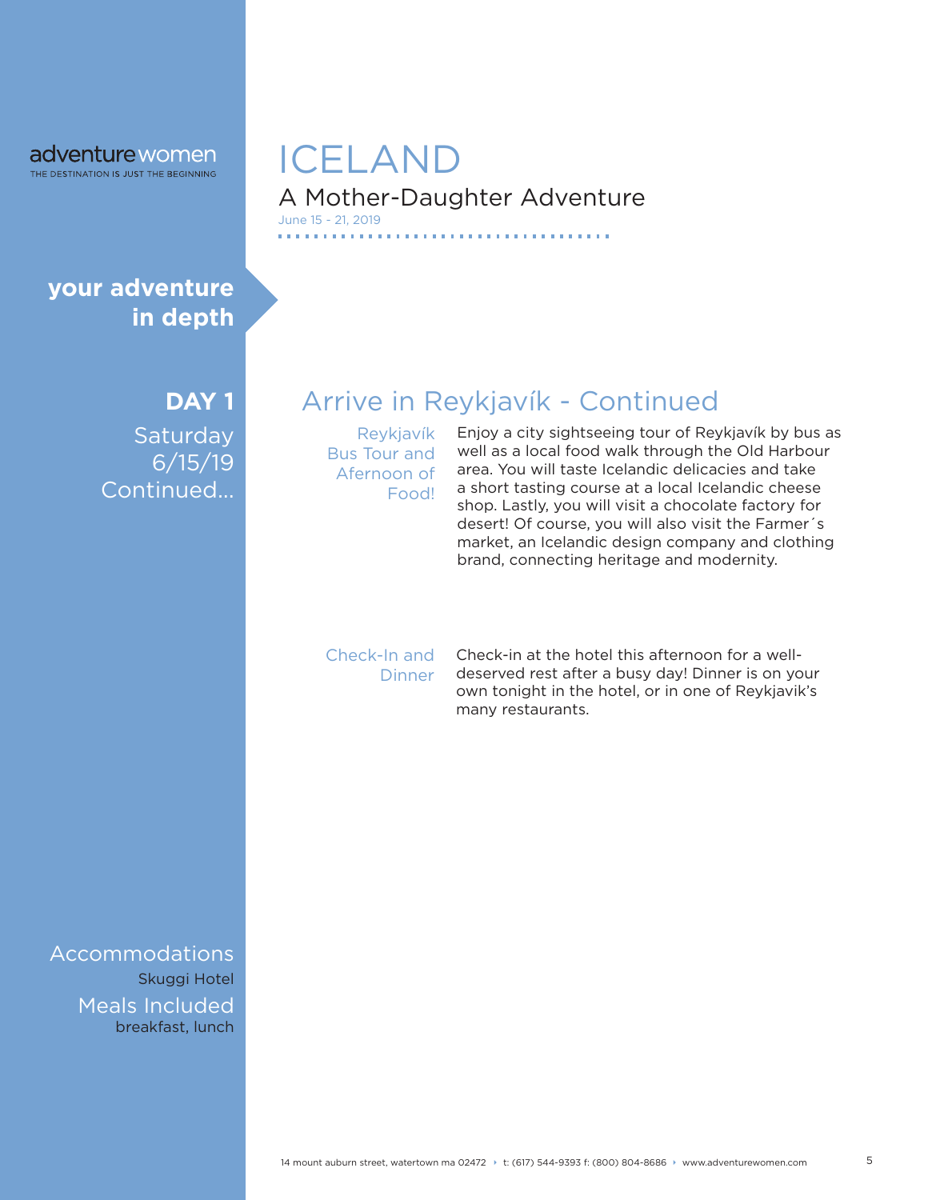adventurewomen
THE DESTINATION IS JUST THE BEGINNING

# ICELAND

## A Mother-Daughter Adventure

June 15 - 21, 2019

**your adventure in depth**

**DAY 1**
Saturday
6/15/19
Continued...

## Arrive in Reykjavík - Continued

**Reykjavík Bus Tour and Afernoon of Food!**

Enjoy a city sightseeing tour of Reykjavík by bus as well as a local food walk through the Old Harbour area. You will taste Icelandic delicacies and take a short tasting course at a local Icelandic cheese shop. Lastly, you will visit a chocolate factory for desert! Of course, you will also visit the Farmer´s market, an Icelandic design company and clothing brand, connecting heritage and modernity.

**Check-In and Dinner**

Check-in at the hotel this afternoon for a well-deserved rest after a busy day! Dinner is on your own tonight in the hotel, or in one of Reykjavik's many restaurants.

**Accommodations**
Skuggi Hotel

**Meals Included**
breakfast, lunch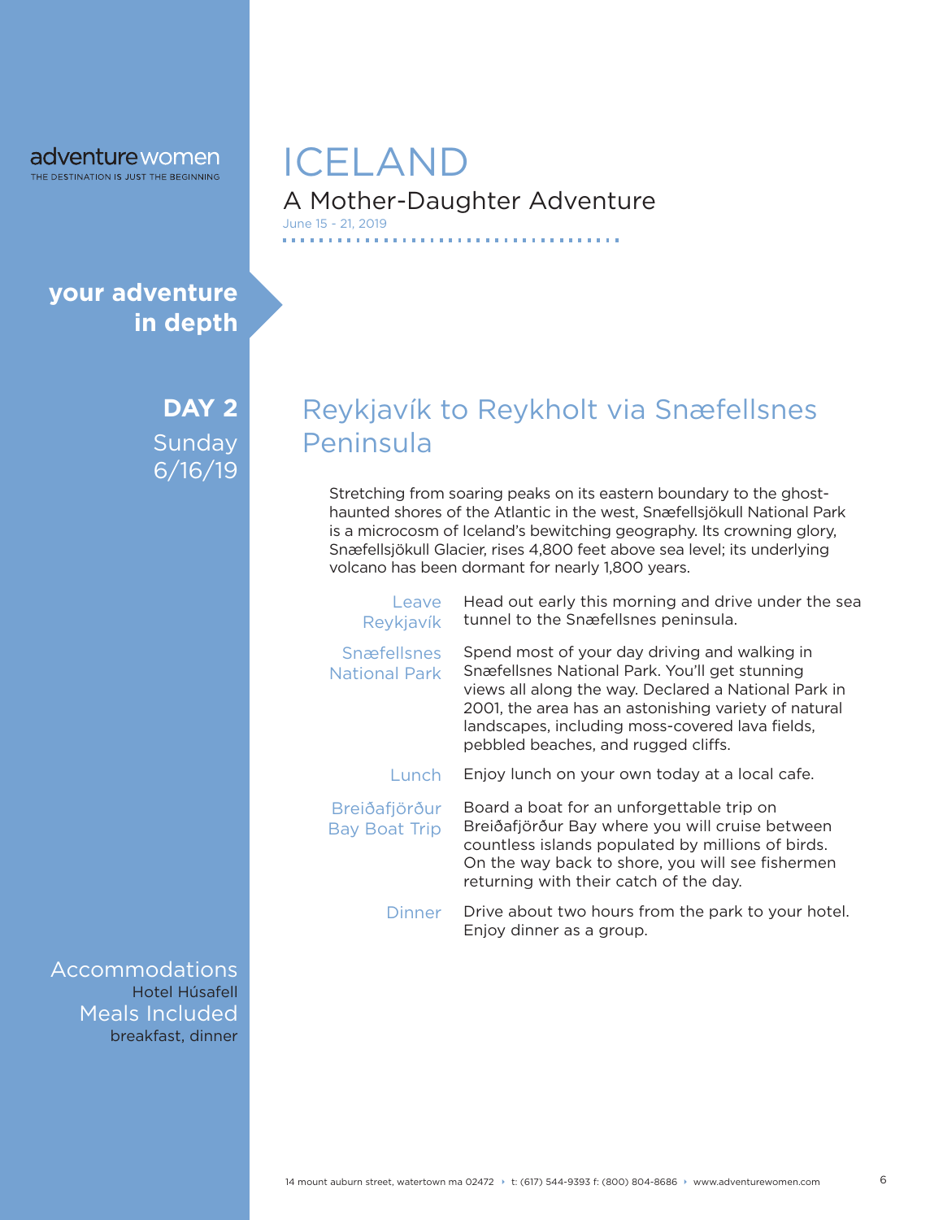adventurewomen
THE DESTINATION IS JUST THE BEGINNING

# ICELAND

## A Mother-Daughter Adventure

June 15 - 21, 2019

**your adventure in depth**

**DAY 2**
Sunday
6/16/19

## Reykjavík to Reykholt via Snæfellsnes Peninsula

Stretching from soaring peaks on its eastern boundary to the ghost-haunted shores of the Atlantic in the west, Snæfellsjökull National Park is a microcosm of Iceland's bewitching geography. Its crowning glory, Snæfellsjökull Glacier, rises 4,800 feet above sea level; its underlying volcano has been dormant for nearly 1,800 years.

**Leave Reykjavík**
Head out early this morning and drive under the sea tunnel to the Snæfellsnes peninsula.

**Snæfellsnes National Park**
Spend most of your day driving and walking in Snæfellsnes National Park. You'll get stunning views all along the way. Declared a National Park in 2001, the area has an astonishing variety of natural landscapes, including moss-covered lava fields, pebbled beaches, and rugged cliffs.

**Lunch**
Enjoy lunch on your own today at a local cafe.

**Breiðafjörður Bay Boat Trip**
Board a boat for an unforgettable trip on Breiðafjörður Bay where you will cruise between countless islands populated by millions of birds. On the way back to shore, you will see fishermen returning with their catch of the day.

**Dinner**
Drive about two hours from the park to your hotel. Enjoy dinner as a group.

**Accommodations**
Hotel Húsafell

**Meals Included**
breakfast, dinner

14 mount auburn street, watertown ma 02472 ‣ t: (617) 544-9393 f: (800) 804-8686 ‣ www.adventurewomen.com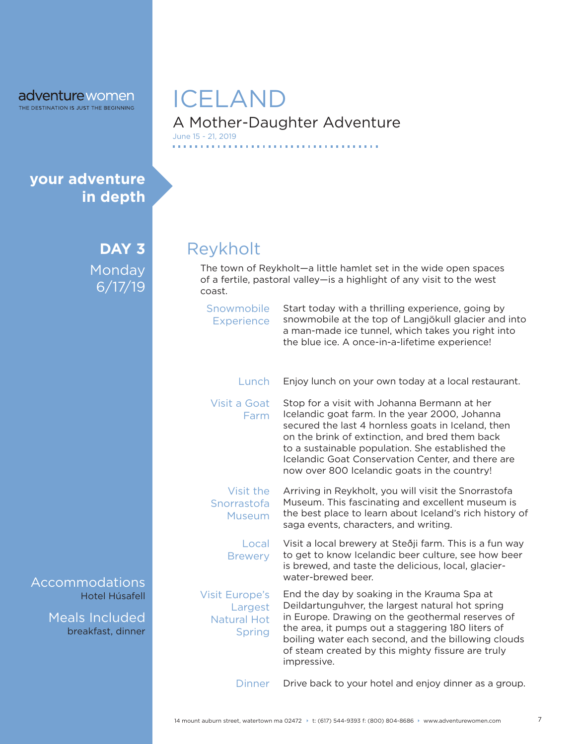adventurewomen
THE DESTINATION IS JUST THE BEGINNING

# ICELAND

## A Mother-Daughter Adventure

June 15 - 21, 2019

**your adventure in depth**

**DAY 3**
Monday
6/17/19

## Reykholt

The town of Reykholt—a little hamlet set in the wide open spaces of a fertile, pastoral valley—is a highlight of any visit to the west coast.

**Snowmobile Experience**
Start today with a thrilling experience, going by snowmobile at the top of Langjökull glacier and into a man-made ice tunnel, which takes you right into the blue ice. A once-in-a-lifetime experience!

**Lunch**
Enjoy lunch on your own today at a local restaurant.

**Visit a Goat Farm**
Stop for a visit with Johanna Bermann at her Icelandic goat farm. In the year 2000, Johanna secured the last 4 hornless goats in Iceland, then on the brink of extinction, and bred them back to a sustainable population. She established the Icelandic Goat Conservation Center, and there are now over 800 Icelandic goats in the country!

**Visit the Snorrastofa Museum**
Arriving in Reykholt, you will visit the Snorrastofa Museum. This fascinating and excellent museum is the best place to learn about Iceland's rich history of saga events, characters, and writing.

**Local Brewery**
Visit a local brewery at Steðji farm. This is a fun way to get to know Icelandic beer culture, see how beer is brewed, and taste the delicious, local, glacier-water-brewed beer.

**Visit Europe's Largest Natural Hot Spring**
End the day by soaking in the Krauma Spa at Deildartunguhver, the largest natural hot spring in Europe. Drawing on the geothermal reserves of the area, it pumps out a staggering 180 liters of boiling water each second, and the billowing clouds of steam created by this mighty fissure are truly impressive.

**Dinner**
Drive back to your hotel and enjoy dinner as a group.

**Accommodations**
Hotel Húsafell

**Meals Included**
breakfast, dinner

14 mount auburn street, watertown ma 02472 ‣ t: (617) 544-9393 f: (800) 804-8686 ‣ www.adventurewomen.com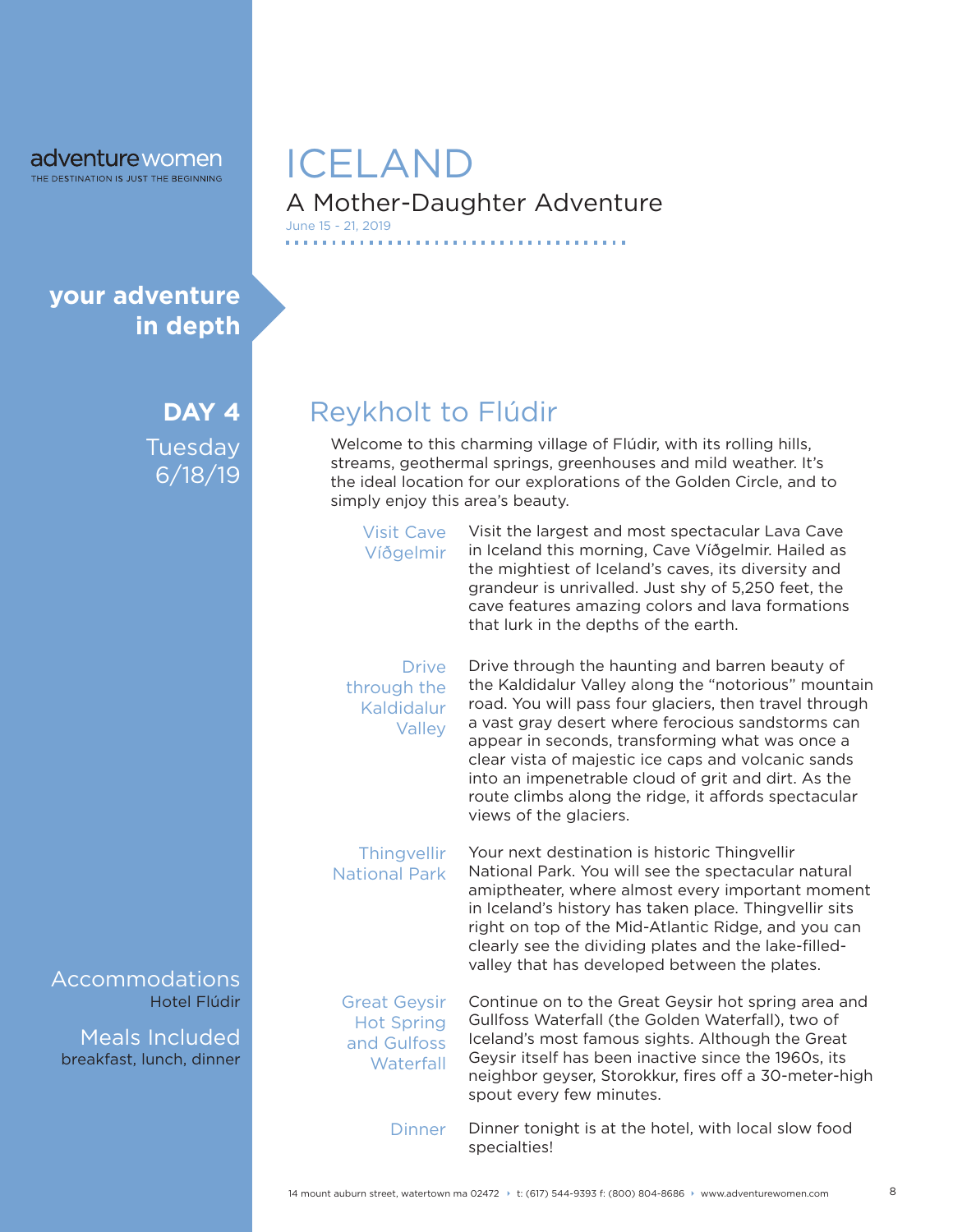adventurewomen
THE DESTINATION IS JUST THE BEGINNING

# ICELAND

## A Mother-Daughter Adventure

June 15 - 21, 2019

**your adventure in depth**

**DAY 4**
Tuesday
6/18/19

## Reykholt to Flúdir

Welcome to this charming village of Flúdir, with its rolling hills, streams, geothermal springs, greenhouses and mild weather. It's the ideal location for our explorations of the Golden Circle, and to simply enjoy this area's beauty.

**Visit Cave Víðgelmir**

Visit the largest and most spectacular Lava Cave in Iceland this morning, Cave Víðgelmir. Hailed as the mightiest of Iceland's caves, its diversity and grandeur is unrivalled. Just shy of 5,250 feet, the cave features amazing colors and lava formations that lurk in the depths of the earth.

**Drive through the Kaldidalur Valley**

Drive through the haunting and barren beauty of the Kaldidalur Valley along the "notorious" mountain road. You will pass four glaciers, then travel through a vast gray desert where ferocious sandstorms can appear in seconds, transforming what was once a clear vista of majestic ice caps and volcanic sands into an impenetrable cloud of grit and dirt. As the route climbs along the ridge, it affords spectacular views of the glaciers.

**Thingvellir National Park**

Your next destination is historic Thingvellir National Park. You will see the spectacular natural amiptheater, where almost every important moment in Iceland's history has taken place. Thingvellir sits right on top of the Mid-Atlantic Ridge, and you can clearly see the dividing plates and the lake-filled-valley that has developed between the plates.

**Great Geysir Hot Spring and Gulfoss Waterfall**

Continue on to the Great Geysir hot spring area and Gullfoss Waterfall (the Golden Waterfall), two of Iceland's most famous sights. Although the Great Geysir itself has been inactive since the 1960s, its neighbor geyser, Storokkur, fires off a 30-meter-high spout every few minutes.

**Dinner**

Dinner tonight is at the hotel, with local slow food specialties!

**Accommodations**
Hotel Flúdir

**Meals Included**
breakfast, lunch, dinner

14 mount auburn street, watertown ma 02472 ‣ t: (617) 544-9393 f: (800) 804-8686 ‣ www.adventurewomen.com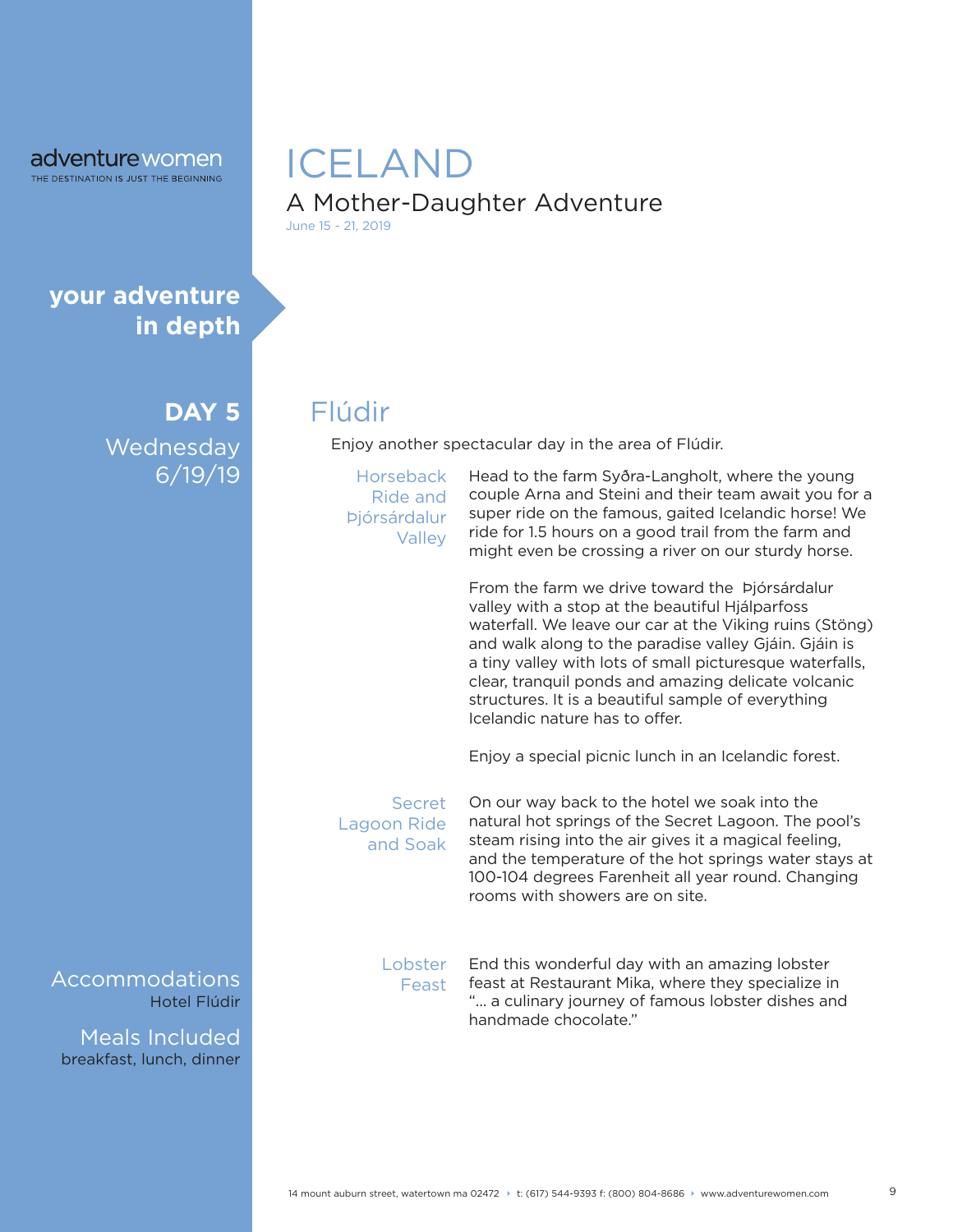adventurewomen
THE DESTINATION IS JUST THE BEGINNING

# ICELAND

## A Mother-Daughter Adventure

June 15 - 21, 2019

**your adventure in depth**

**DAY 5**
Wednesday
6/19/19

## Flúdir

Enjoy another spectacular day in the area of Flúdir.

### Horseback Ride and Þjórsárdalur Valley

Head to the farm Syðra-Langholt, where the young couple Arna and Steini and their team await you for a super ride on the famous, gaited Icelandic horse! We ride for 1.5 hours on a good trail from the farm and might even be crossing a river on our sturdy horse.

From the farm we drive toward the Þjórsárdalur valley with a stop at the beautiful Hjálparfoss waterfall. We leave our car at the Viking ruins (Stöng) and walk along to the paradise valley Gjáin. Gjáin is a tiny valley with lots of small picturesque waterfalls, clear, tranquil ponds and amazing delicate volcanic structures. It is a beautiful sample of everything Icelandic nature has to offer.

Enjoy a special picnic lunch in an Icelandic forest.

### Secret Lagoon Ride and Soak

On our way back to the hotel we soak into the natural hot springs of the Secret Lagoon. The pool's steam rising into the air gives it a magical feeling, and the temperature of the hot springs water stays at 100-104 degrees Farenheit all year round. Changing rooms with showers are on site.

### Lobster Feast

End this wonderful day with an amazing lobster feast at Restaurant Mika, where they specialize in "... a culinary journey of famous lobster dishes and handmade chocolate."

**Accommodations**
Hotel Flúdir

**Meals Included**
breakfast, lunch, dinner

14 mount auburn street, watertown ma 02472 ‣ t: (617) 544-9393 f: (800) 804-8686 ‣ www.adventurewomen.com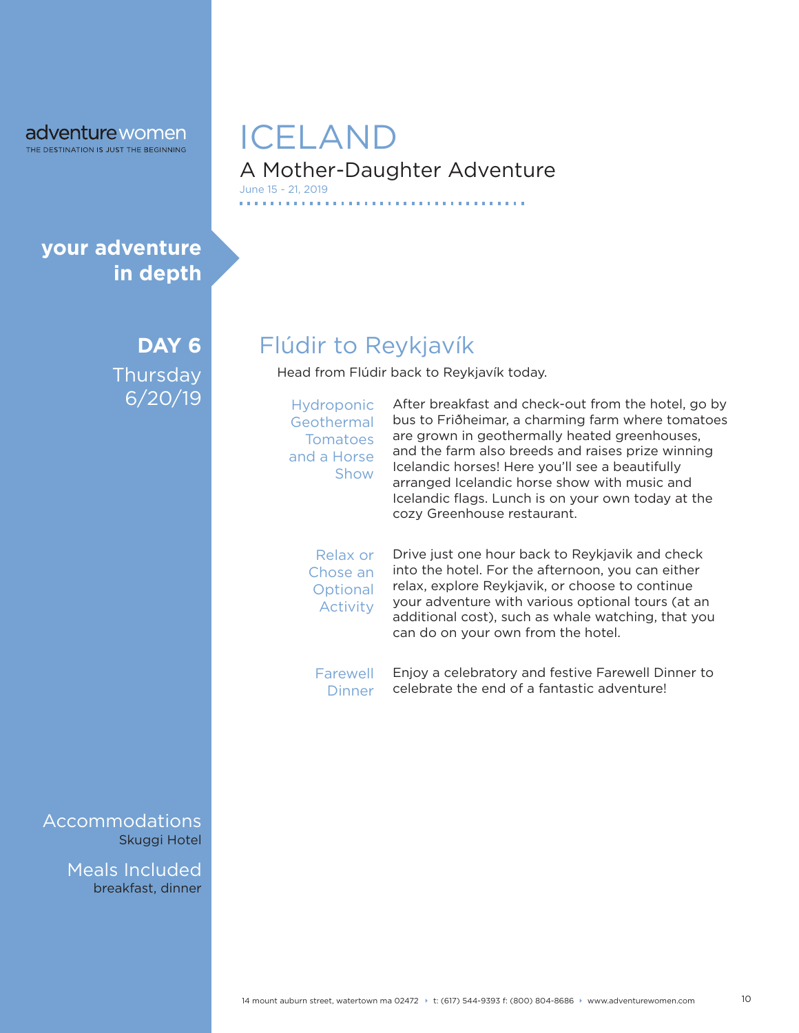adventurewomen
THE DESTINATION IS JUST THE BEGINNING

# ICELAND

## A Mother-Daughter Adventure

June 15 - 21, 2019

**your adventure in depth**

**DAY 6**
Thursday
6/20/19

## Flúdir to Reykjavík

Head from Flúdir back to Reykjavík today.

### Hydroponic Geothermal Tomatoes and a Horse Show

After breakfast and check-out from the hotel, go by bus to Friðheimar, a charming farm where tomatoes are grown in geothermally heated greenhouses, and the farm also breeds and raises prize winning Icelandic horses! Here you'll see a beautifully arranged Icelandic horse show with music and Icelandic flags. Lunch is on your own today at the cozy Greenhouse restaurant.

### Relax or Chose an Optional Activity

Drive just one hour back to Reykjavik and check into the hotel. For the afternoon, you can either relax, explore Reykjavik, or choose to continue your adventure with various optional tours (at an additional cost), such as whale watching, that you can do on your own from the hotel.

### Farewell Dinner

Enjoy a celebratory and festive Farewell Dinner to celebrate the end of a fantastic adventure!

**Accommodations**
Skuggi Hotel

**Meals Included**
breakfast, dinner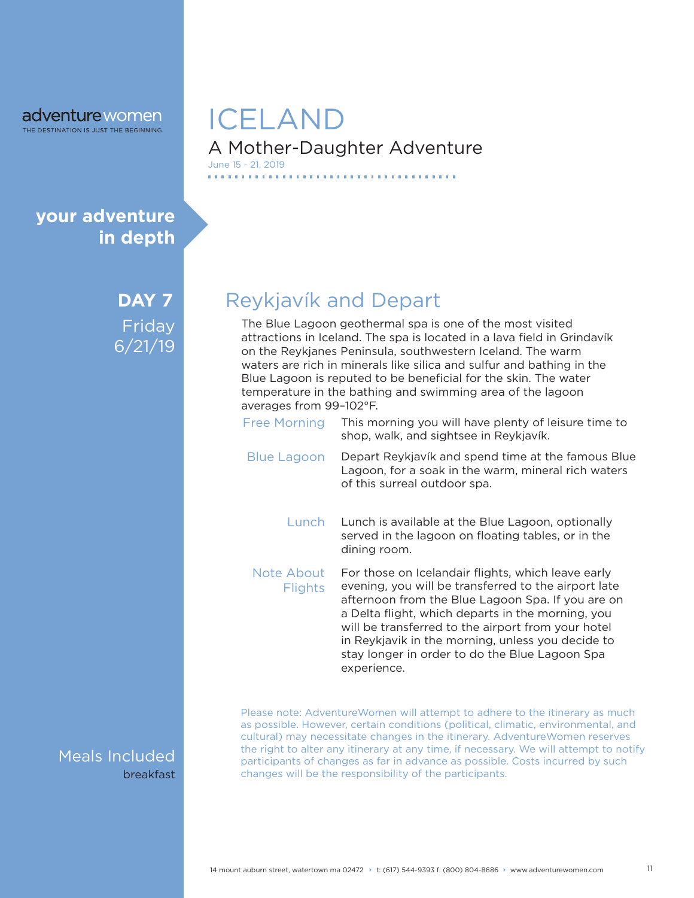adventurewomen
THE DESTINATION IS JUST THE BEGINNING

# ICELAND

## A Mother-Daughter Adventure

June 15 - 21, 2019

**your adventure in depth**

**DAY 7**
Friday
6/21/19

## Reykjavík and Depart

The Blue Lagoon geothermal spa is one of the most visited attractions in Iceland. The spa is located in a lava field in Grindavík on the Reykjanes Peninsula, southwestern Iceland. The warm waters are rich in minerals like silica and sulfur and bathing in the Blue Lagoon is reputed to be beneficial for the skin. The water temperature in the bathing and swimming area of the lagoon averages from 99–102°F.

**Free Morning** – This morning you will have plenty of leisure time to shop, walk, and sightsee in Reykjavík.

**Blue Lagoon** – Depart Reykjavík and spend time at the famous Blue Lagoon, for a soak in the warm, mineral rich waters of this surreal outdoor spa.

**Lunch** – Lunch is available at the Blue Lagoon, optionally served in the lagoon on floating tables, or in the dining room.

**Note About Flights** – For those on Icelandair flights, which leave early evening, you will be transferred to the airport late afternoon from the Blue Lagoon Spa. If you are on a Delta flight, which departs in the morning, you will be transferred to the airport from your hotel in Reykjavik in the morning, unless you decide to stay longer in order to do the Blue Lagoon Spa experience.

**Meals Included**
breakfast

Please note: AdventureWomen will attempt to adhere to the itinerary as much as possible. However, certain conditions (political, climatic, environmental, and cultural) may necessitate changes in the itinerary. AdventureWomen reserves the right to alter any itinerary at any time, if necessary. We will attempt to notify participants of changes as far in advance as possible. Costs incurred by such changes will be the responsibility of the participants.

14 mount auburn street, watertown ma 02472 ‣ t: (617) 544-9393 f: (800) 804-8686 ‣ www.adventurewomen.com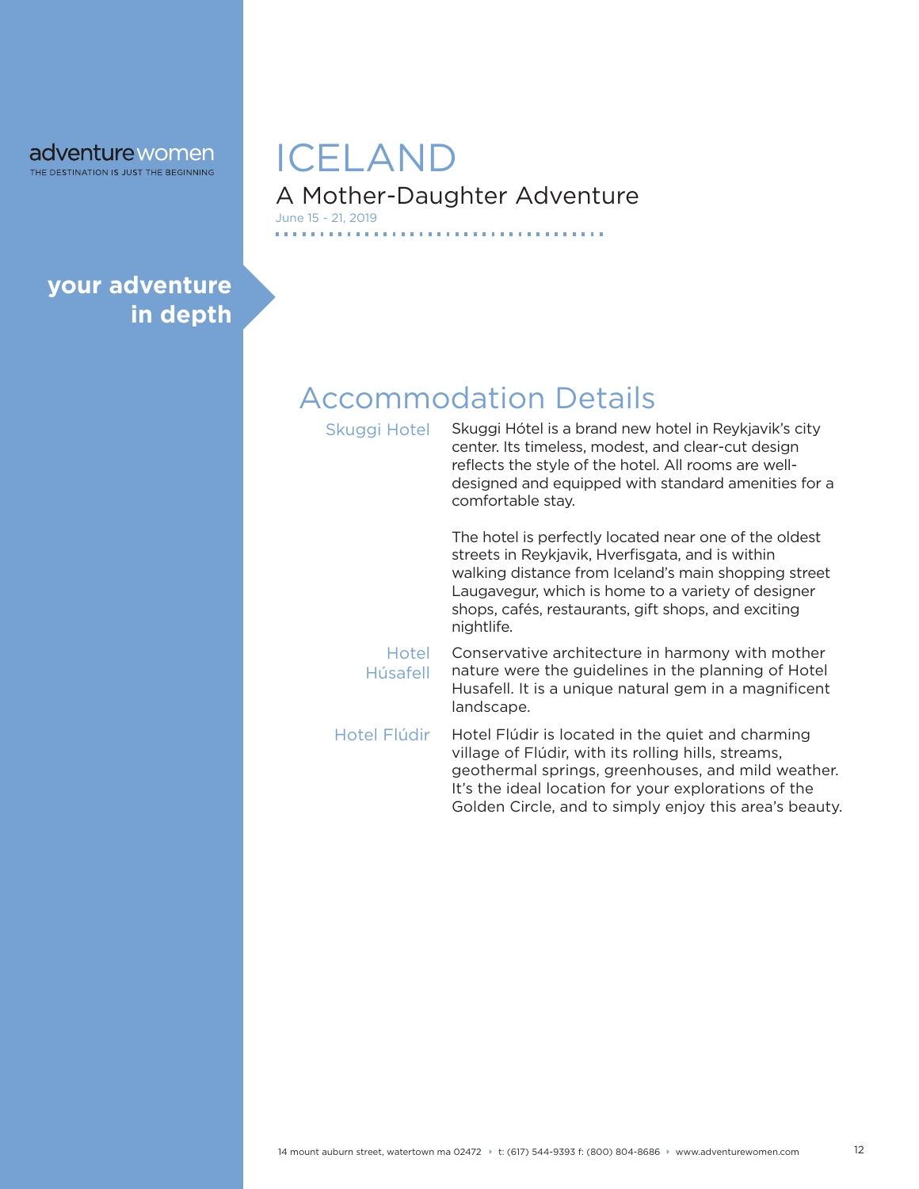# ICELAND

## A Mother-Daughter Adventure

June 15 - 21, 2019

**your adventure in depth**

## Accommodation Details

**Skuggi Hotel**

Skuggi Hótel is a brand new hotel in Reykjavik's city center. Its timeless, modest, and clear-cut design reflects the style of the hotel. All rooms are well-designed and equipped with standard amenities for a comfortable stay.

The hotel is perfectly located near one of the oldest streets in Reykjavik, Hverfisgata, and is within walking distance from Iceland's main shopping street Laugavegur, which is home to a variety of designer shops, cafés, restaurants, gift shops, and exciting nightlife.

**Hotel Húsafell**

Conservative architecture in harmony with mother nature were the guidelines in the planning of Hotel Husafell. It is a unique natural gem in a magnificent landscape.

**Hotel Flúdir**

Hotel Flúdir is located in the quiet and charming village of Flúdir, with its rolling hills, streams, geothermal springs, greenhouses, and mild weather. It's the ideal location for your explorations of the Golden Circle, and to simply enjoy this area's beauty.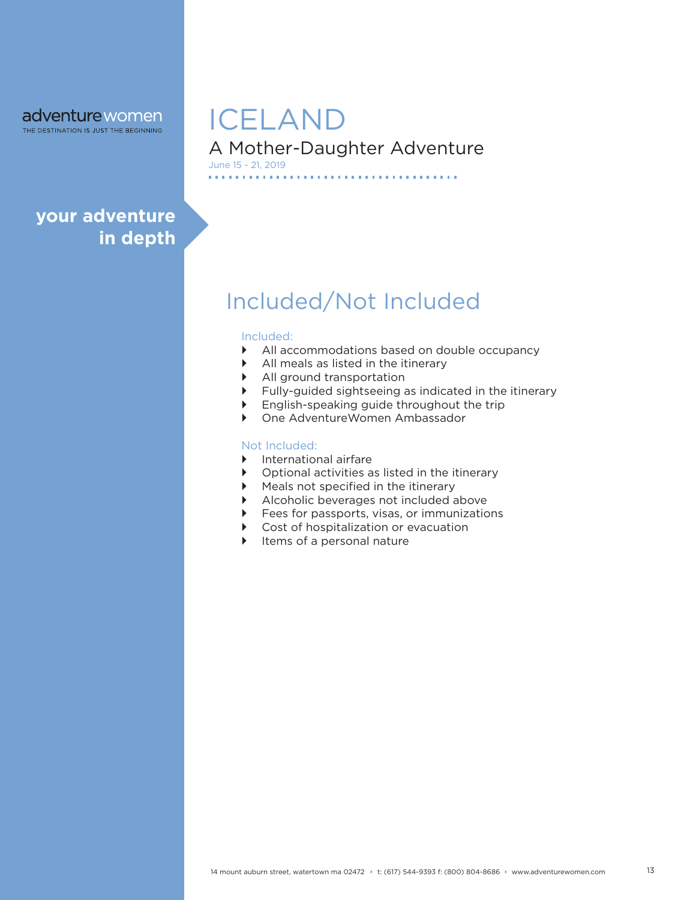adventurewomen
THE DESTINATION IS JUST THE BEGINNING

# ICELAND

## A Mother-Daughter Adventure

June 15 - 21, 2019

**your adventure in depth**

## Included/Not Included

### Included:

- All accommodations based on double occupancy
- All meals as listed in the itinerary
- All ground transportation
- Fully-guided sightseeing as indicated in the itinerary
- English-speaking guide throughout the trip
- One AdventureWomen Ambassador

### Not Included:

- International airfare
- Optional activities as listed in the itinerary
- Meals not specified in the itinerary
- Alcoholic beverages not included above
- Fees for passports, visas, or immunizations
- Cost of hospitalization or evacuation
- Items of a personal nature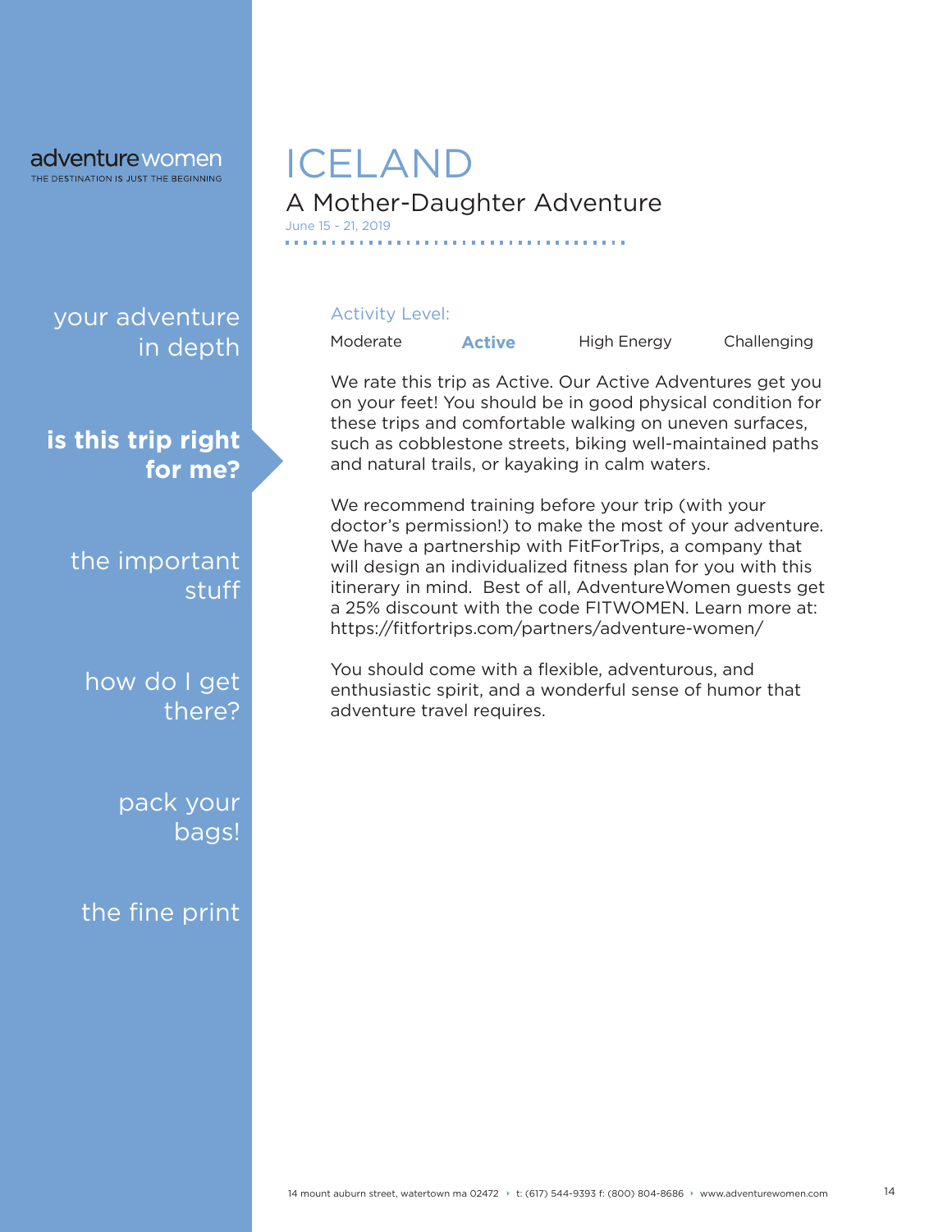# ICELAND

## A Mother-Daughter Adventure

June 15 - 21, 2019

### is this trip right for me?

Activity Level:

Moderate **Active** High Energy Challenging

We rate this trip as Active. Our Active Adventures get you on your feet! You should be in good physical condition for these trips and comfortable walking on uneven surfaces, such as cobblestone streets, biking well-maintained paths and natural trails, or kayaking in calm waters.

We recommend training before your trip (with your doctor's permission!) to make the most of your adventure. We have a partnership with FitForTrips, a company that will design an individualized fitness plan for you with this itinerary in mind. Best of all, AdventureWomen guests get a 25% discount with the code FITWOMEN. Learn more at: https://fitfortrips.com/partners/adventure-women/

You should come with a flexible, adventurous, and enthusiastic spirit, and a wonderful sense of humor that adventure travel requires.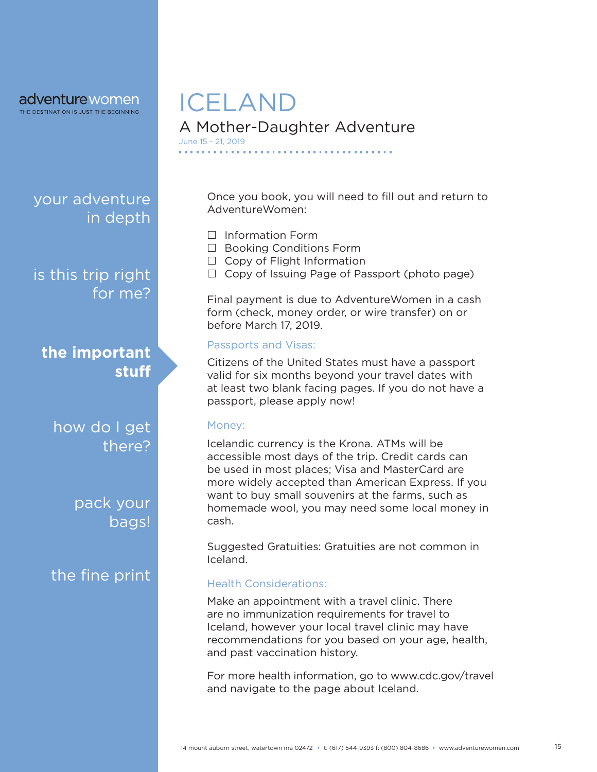adventurewomen
THE DESTINATION IS JUST THE BEGINNING

# ICELAND

## A Mother-Daughter Adventure

June 15 - 21, 2019

your adventure in depth

is this trip right for me?

**the important stuff**

how do I get there?

pack your bags!

the fine print

Once you book, you will need to fill out and return to AdventureWomen:

- ☐ Information Form
- ☐ Booking Conditions Form
- ☐ Copy of Flight Information
- ☐ Copy of Issuing Page of Passport (photo page)

Final payment is due to AdventureWomen in a cash form (check, money order, or wire transfer) on or before March 17, 2019.

### Passports and Visas:

Citizens of the United States must have a passport valid for six months beyond your travel dates with at least two blank facing pages. If you do not have a passport, please apply now!

### Money:

Icelandic currency is the Krona. ATMs will be accessible most days of the trip. Credit cards can be used in most places; Visa and MasterCard are more widely accepted than American Express. If you want to buy small souvenirs at the farms, such as homemade wool, you may need some local money in cash.

Suggested Gratuities: Gratuities are not common in Iceland.

### Health Considerations:

Make an appointment with a travel clinic. There are no immunization requirements for travel to Iceland, however your local travel clinic may have recommendations for you based on your age, health, and past vaccination history.

For more health information, go to www.cdc.gov/travel and navigate to the page about Iceland.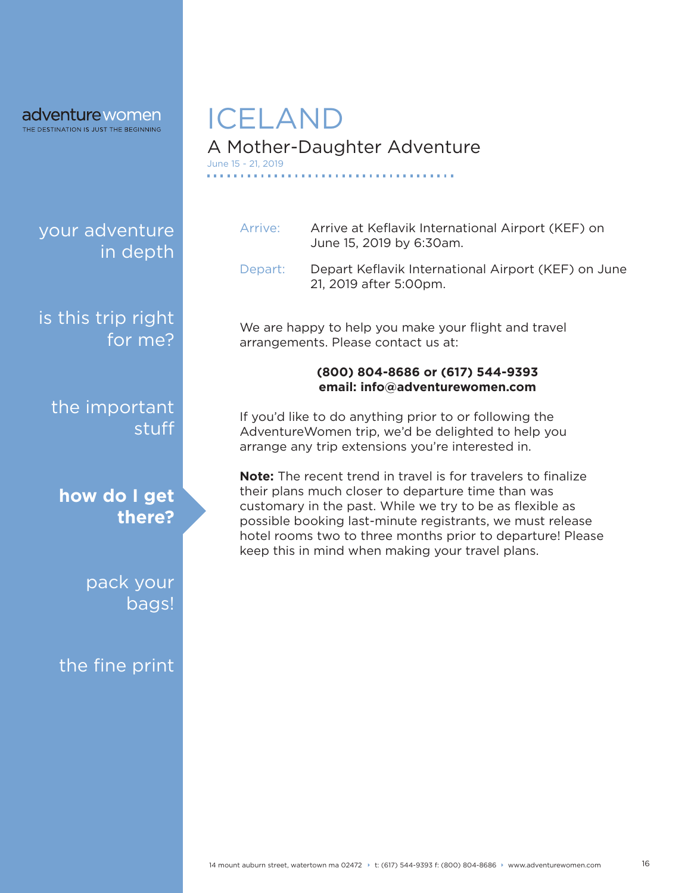# ICELAND

## A Mother-Daughter Adventure

June 15 - 21, 2019

your adventure in depth

is this trip right for me?

the important stuff

**how do I get there?**

pack your bags!

the fine print

| | |
|---|---|
| Arrive: | Arrive at Keflavik International Airport (KEF) on June 15, 2019 by 6:30am. |
| Depart: | Depart Keflavik International Airport (KEF) on June 21, 2019 after 5:00pm. |

We are happy to help you make your flight and travel arrangements. Please contact us at:

**(800) 804-8686 or (617) 544-9393**
**email: info@adventurewomen.com**

If you'd like to do anything prior to or following the AdventureWomen trip, we'd be delighted to help you arrange any trip extensions you're interested in.

**Note:** The recent trend in travel is for travelers to finalize their plans much closer to departure time than was customary in the past. While we try to be as flexible as possible booking last-minute registrants, we must release hotel rooms two to three months prior to departure! Please keep this in mind when making your travel plans.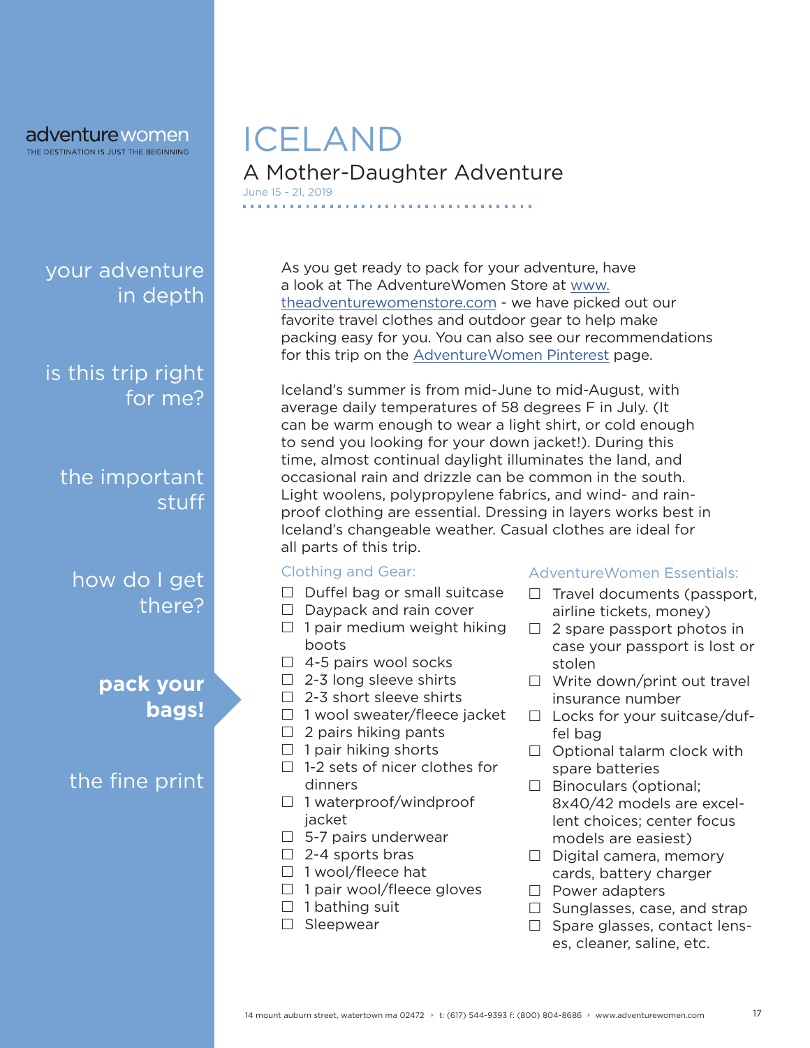adventurewomen
THE DESTINATION IS JUST THE BEGINNING

# ICELAND

## A Mother-Daughter Adventure

June 15 - 21, 2019

your adventure in depth

is this trip right for me?

the important stuff

how do I get there?

**pack your bags!**

the fine print

As you get ready to pack for your adventure, have a look at The AdventureWomen Store at www.theadventurewomenstore.com - we have picked out our favorite travel clothes and outdoor gear to help make packing easy for you. You can also see our recommendations for this trip on the AdventureWomen Pinterest page.

Iceland's summer is from mid-June to mid-August, with average daily temperatures of 58 degrees F in July. (It can be warm enough to wear a light shirt, or cold enough to send you looking for your down jacket!). During this time, almost continual daylight illuminates the land, and occasional rain and drizzle can be common in the south. Light woolens, polypropylene fabrics, and wind- and rain-proof clothing are essential. Dressing in layers works best in Iceland's changeable weather. Casual clothes are ideal for all parts of this trip.

### Clothing and Gear:

- ☐ Duffel bag or small suitcase
- ☐ Daypack and rain cover
- ☐ 1 pair medium weight hiking boots
- ☐ 4-5 pairs wool socks
- ☐ 2-3 long sleeve shirts
- ☐ 2-3 short sleeve shirts
- ☐ 1 wool sweater/fleece jacket
- ☐ 2 pairs hiking pants
- ☐ 1 pair hiking shorts
- ☐ 1-2 sets of nicer clothes for dinners
- ☐ 1 waterproof/windproof jacket
- ☐ 5-7 pairs underwear
- ☐ 2-4 sports bras
- ☐ 1 wool/fleece hat
- ☐ 1 pair wool/fleece gloves
- ☐ 1 bathing suit
- ☐ Sleepwear

### AdventureWomen Essentials:

- ☐ Travel documents (passport, airline tickets, money)
- ☐ 2 spare passport photos in case your passport is lost or stolen
- ☐ Write down/print out travel insurance number
- ☐ Locks for your suitcase/duffel bag
- ☐ Optional talarm clock with spare batteries
- ☐ Binoculars (optional; 8x40/42 models are excellent choices; center focus models are easiest)
- ☐ Digital camera, memory cards, battery charger
- ☐ Power adapters
- ☐ Sunglasses, case, and strap
- ☐ Spare glasses, contact lenses, cleaner, saline, etc.

14 mount auburn street, watertown ma 02472 ‣ t: (617) 544-9393 f: (800) 804-8686 ‣ www.adventurewomen.com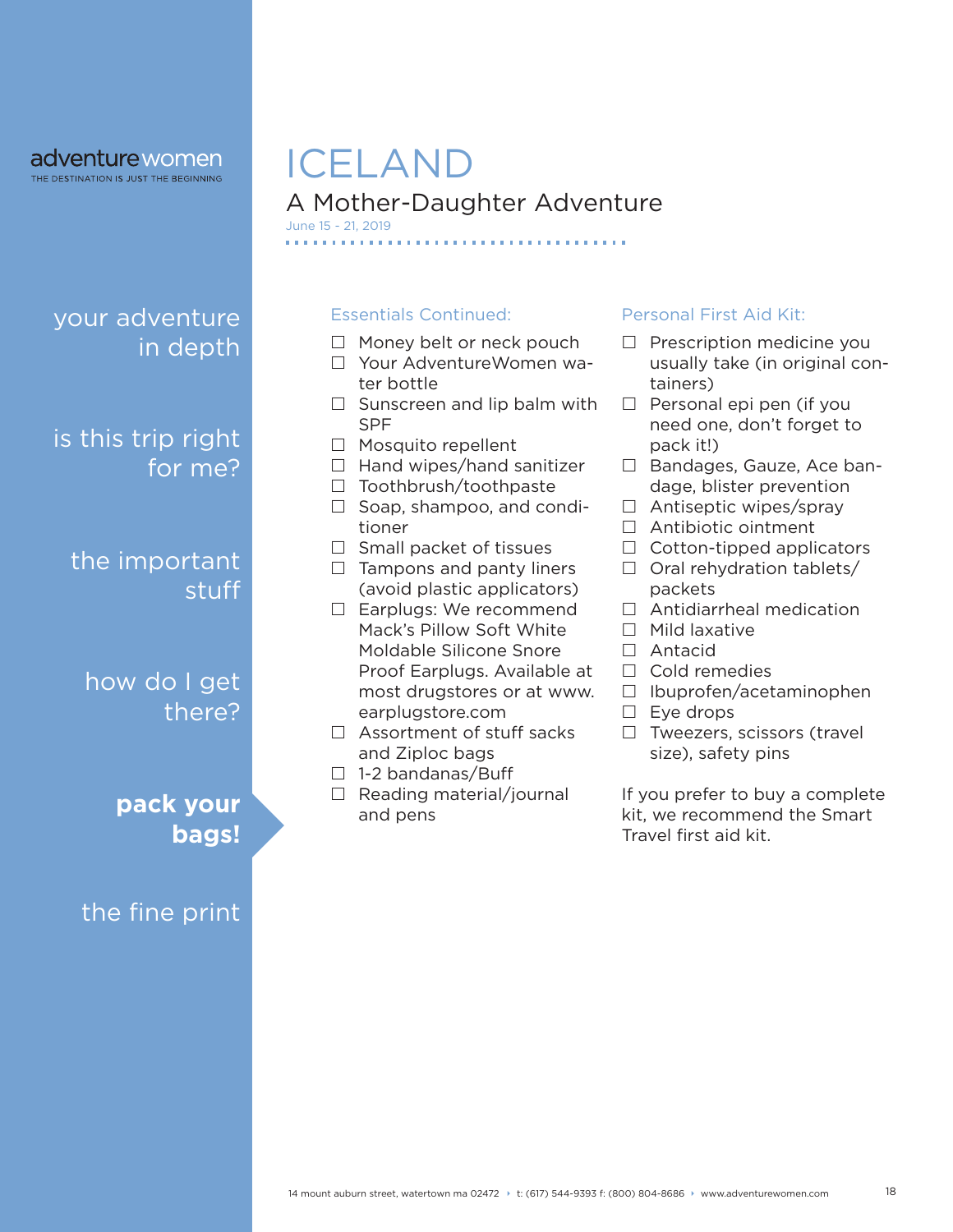# ICELAND

## A Mother-Daughter Adventure

June 15 - 21, 2019

### Essentials Continued:

- ☐ Money belt or neck pouch
- ☐ Your AdventureWomen water bottle
- ☐ Sunscreen and lip balm with SPF
- ☐ Mosquito repellent
- ☐ Hand wipes/hand sanitizer
- ☐ Toothbrush/toothpaste
- ☐ Soap, shampoo, and conditioner
- ☐ Small packet of tissues
- ☐ Tampons and panty liners (avoid plastic applicators)
- ☐ Earplugs: We recommend Mack's Pillow Soft White Moldable Silicone Snore Proof Earplugs. Available at most drugstores or at www.earplugstore.com
- ☐ Assortment of stuff sacks and Ziploc bags
- ☐ 1-2 bandanas/Buff
- ☐ Reading material/journal and pens

### Personal First Aid Kit:

- ☐ Prescription medicine you usually take (in original containers)
- ☐ Personal epi pen (if you need one, don't forget to pack it!)
- ☐ Bandages, Gauze, Ace bandage, blister prevention
- ☐ Antiseptic wipes/spray
- ☐ Antibiotic ointment
- ☐ Cotton-tipped applicators
- ☐ Oral rehydration tablets/packets
- ☐ Antidiarrheal medication
- ☐ Mild laxative
- ☐ Antacid
- ☐ Cold remedies
- ☐ Ibuprofen/acetaminophen
- ☐ Eye drops
- ☐ Tweezers, scissors (travel size), safety pins

If you prefer to buy a complete kit, we recommend the Smart Travel first aid kit.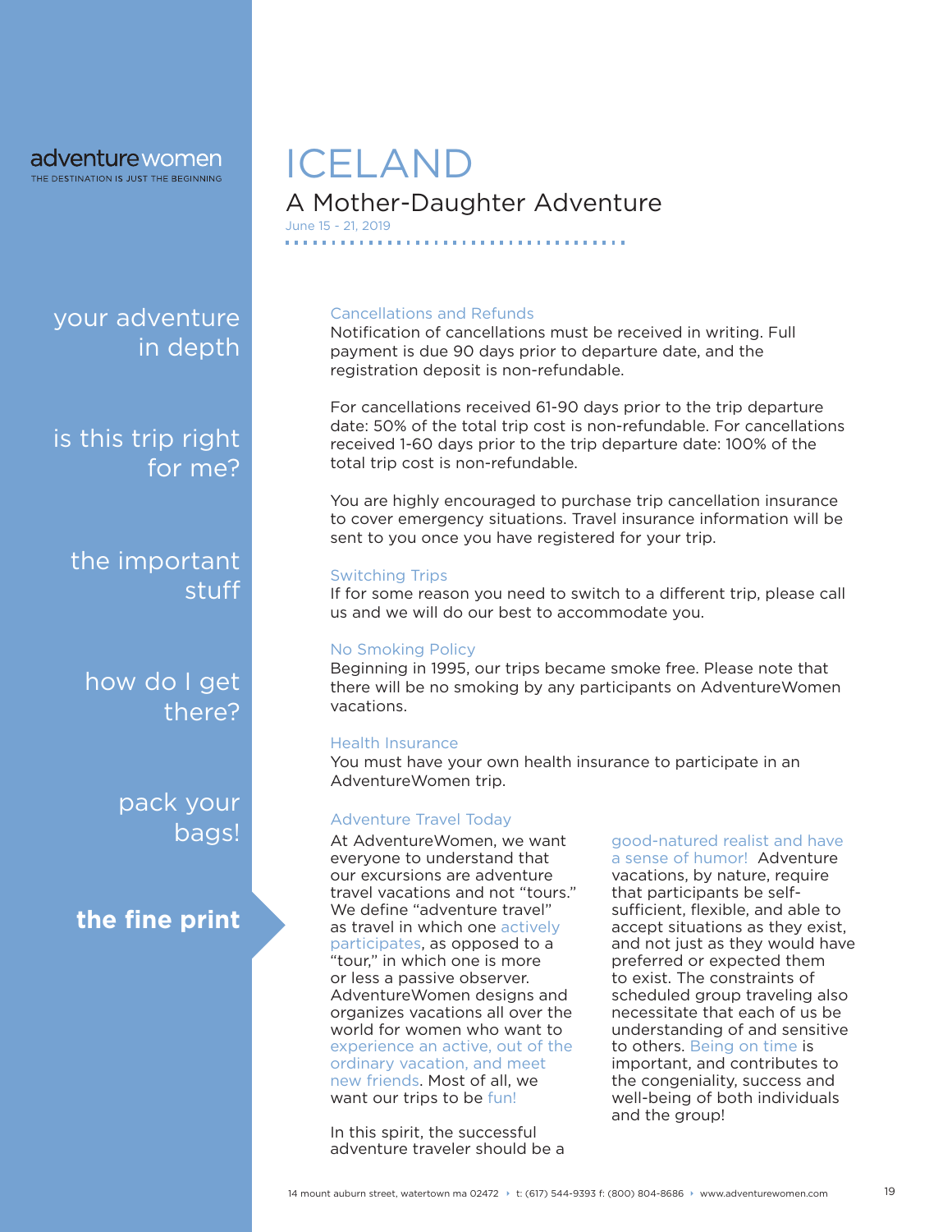# ICELAND

## A Mother-Daughter Adventure

June 15 - 21, 2019

### Cancellations and Refunds

Notification of cancellations must be received in writing. Full payment is due 90 days prior to departure date, and the registration deposit is non-refundable.

For cancellations received 61-90 days prior to the trip departure date: 50% of the total trip cost is non-refundable. For cancellations received 1-60 days prior to the trip departure date: 100% of the total trip cost is non-refundable.

You are highly encouraged to purchase trip cancellation insurance to cover emergency situations. Travel insurance information will be sent to you once you have registered for your trip.

### Switching Trips

If for some reason you need to switch to a different trip, please call us and we will do our best to accommodate you.

### No Smoking Policy

Beginning in 1995, our trips became smoke free. Please note that there will be no smoking by any participants on AdventureWomen vacations.

### Health Insurance

You must have your own health insurance to participate in an AdventureWomen trip.

### Adventure Travel Today

At AdventureWomen, we want everyone to understand that our excursions are adventure travel vacations and not "tours." We define "adventure travel" as travel in which one actively participates, as opposed to a "tour," in which one is more or less a passive observer. AdventureWomen designs and organizes vacations all over the world for women who want to experience an active, out of the ordinary vacation, and meet new friends. Most of all, we want our trips to be fun!

In this spirit, the successful adventure traveler should be a good-natured realist and have a sense of humor! Adventure vacations, by nature, require that participants be self-sufficient, flexible, and able to accept situations as they exist, and not just as they would have preferred or expected them to exist. The constraints of scheduled group traveling also necessitate that each of us be understanding of and sensitive to others. Being on time is important, and contributes to the congeniality, success and well-being of both individuals and the group!